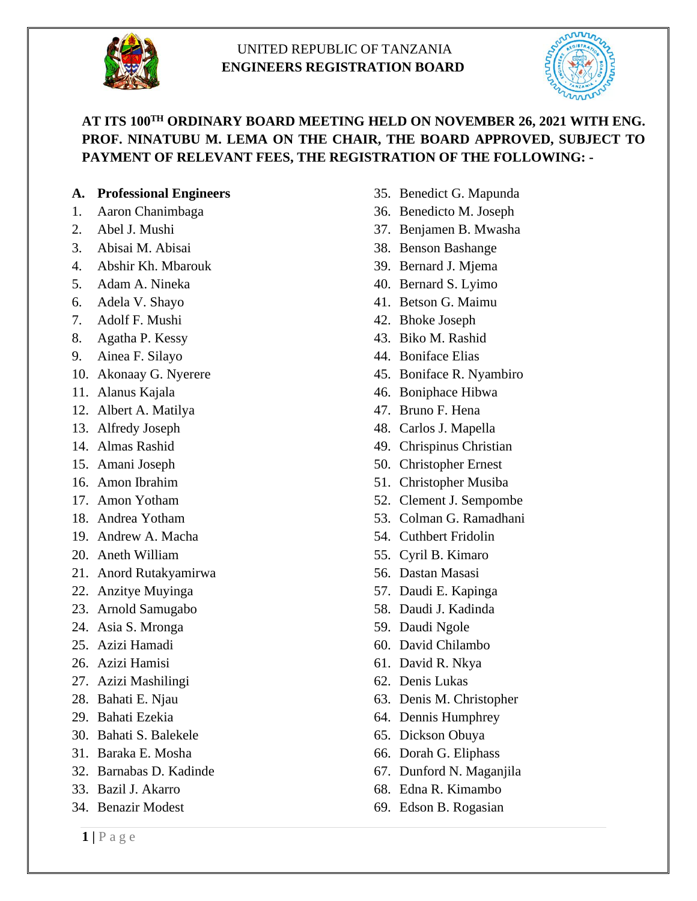UNITED REPUBLIC OF TANZANIA
**ENGINEERS REGISTRATION BOARD**

**AT ITS 100TH ORDINARY BOARD MEETING HELD ON NOVEMBER 26, 2021 WITH ENG. PROF. NINATUBU M. LEMA ON THE CHAIR, THE BOARD APPROVED, SUBJECT TO PAYMENT OF RELEVANT FEES, THE REGISTRATION OF THE FOLLOWING: -**

**A. Professional Engineers**

1. Aaron Chanimbaga
2. Abel J. Mushi
3. Abisai M. Abisai
4. Abshir Kh. Mbarouk
5. Adam A. Nineka
6. Adela V. Shayo
7. Adolf F. Mushi
8. Agatha P. Kessy
9. Ainea F. Silayo
10. Akonaay G. Nyerere
11. Alanus Kajala
12. Albert A. Matilya
13. Alfredy Joseph
14. Almas Rashid
15. Amani Joseph
16. Amon Ibrahim
17. Amon Yotham
18. Andrea Yotham
19. Andrew A. Macha
20. Aneth William
21. Anord Rutakyamirwa
22. Anzitye Muyinga
23. Arnold Samugabo
24. Asia S. Mronga
25. Azizi Hamadi
26. Azizi Hamisi
27. Azizi Mashilingi
28. Bahati E. Njau
29. Bahati Ezekia
30. Bahati S. Balekele
31. Baraka E. Mosha
32. Barnabas D. Kadinde
33. Bazil J. Akarro
34. Benazir Modest
35. Benedict G. Mapunda
36. Benedicto M. Joseph
37. Benjamen B. Mwasha
38. Benson Bashange
39. Bernard J. Mjema
40. Bernard S. Lyimo
41. Betson G. Maimu
42. Bhoke Joseph
43. Biko M. Rashid
44. Boniface Elias
45. Boniface R. Nyambiro
46. Boniphace Hibwa
47. Bruno F. Hena
48. Carlos J. Mapella
49. Chrispinus Christian
50. Christopher Ernest
51. Christopher Musiba
52. Clement J. Sempombe
53. Colman G. Ramadhani
54. Cuthbert Fridolin
55. Cyril B. Kimaro
56. Dastan Masasi
57. Daudi E. Kapinga
58. Daudi J. Kadinda
59. Daudi Ngole
60. David Chilambo
61. David R. Nkya
62. Denis Lukas
63. Denis M. Christopher
64. Dennis Humphrey
65. Dickson Obuya
66. Dorah G. Eliphass
67. Dunford N. Maganjila
68. Edna R. Kimambo
69. Edson B. Rogasian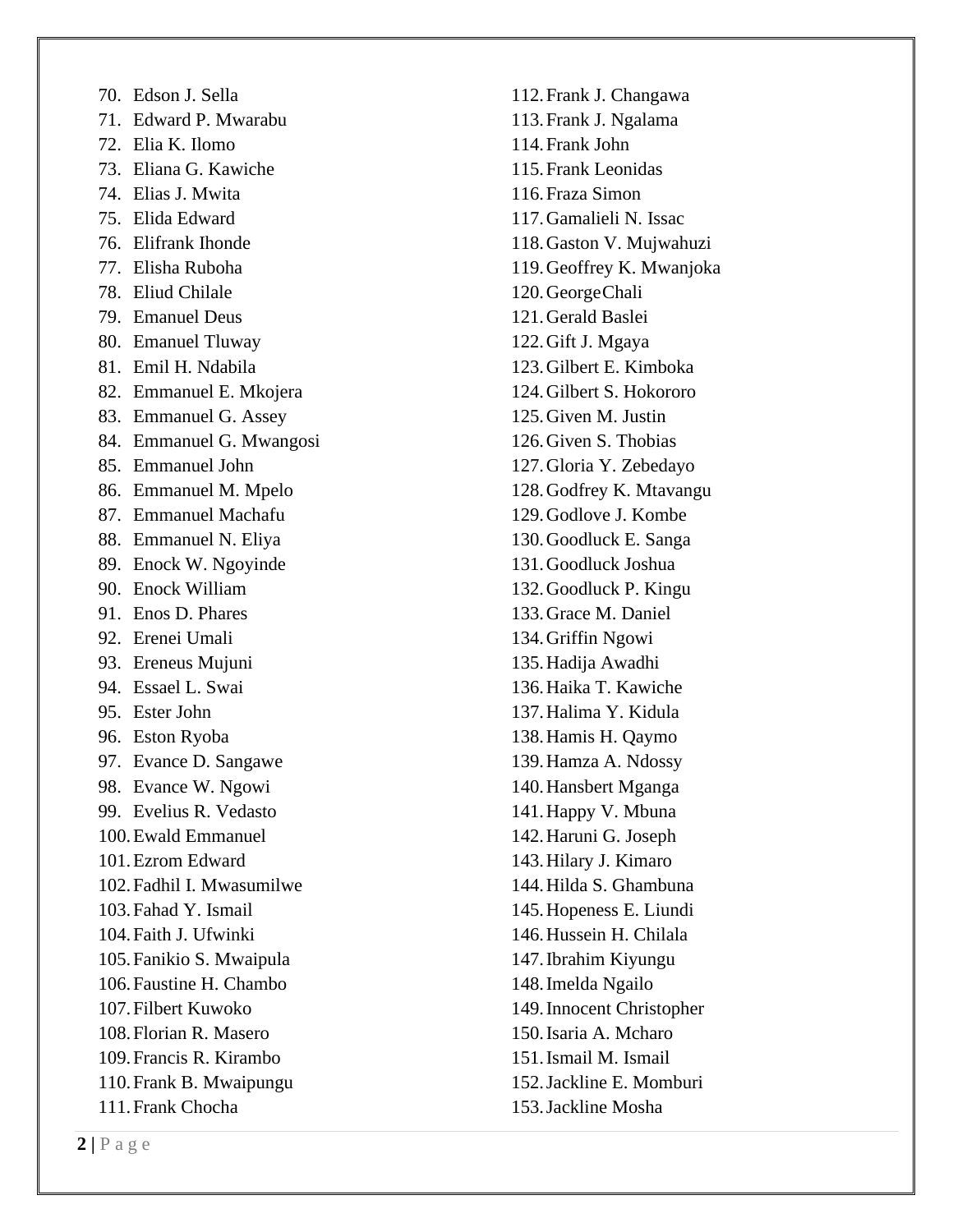70. Edson J. Sella
71. Edward P. Mwarabu
72. Elia K. Ilomo
73. Eliana G. Kawiche
74. Elias J. Mwita
75. Elida Edward
76. Elifrank Ihonde
77. Elisha Ruboha
78. Eliud Chilale
79. Emanuel Deus
80. Emanuel Tluway
81. Emil H. Ndabila
82. Emmanuel E. Mkojera
83. Emmanuel G. Assey
84. Emmanuel G. Mwangosi
85. Emmanuel John
86. Emmanuel M. Mpelo
87. Emmanuel Machafu
88. Emmanuel N. Eliya
89. Enock W. Ngoyinde
90. Enock William
91. Enos D. Phares
92. Erenei Umali
93. Ereneus Mujuni
94. Essael L. Swai
95. Ester John
96. Eston Ryoba
97. Evance D. Sangawe
98. Evance W. Ngowi
99. Evelius R. Vedasto
100. Ewald Emmanuel
101. Ezrom Edward
102. Fadhil I. Mwasumilwe
103. Fahad Y. Ismail
104. Faith J. Ufwinki
105. Fanikio S. Mwaipula
106. Faustine H. Chambo
107. Filbert Kuwoko
108. Florian R. Masero
109. Francis R. Kirambo
110. Frank B. Mwaipungu
111. Frank Chocha
112. Frank J. Changawa
113. Frank J. Ngalama
114. Frank John
115. Frank Leonidas
116. Fraza Simon
117. Gamalieli N. Issac
118. Gaston V. Mujwahuzi
119. Geoffrey K. Mwanjoka
120. GeorgeChali
121. Gerald Baslei
122. Gift J. Mgaya
123. Gilbert E. Kimboka
124. Gilbert S. Hokororo
125. Given M. Justin
126. Given S. Thobias
127. Gloria Y. Zebedayo
128. Godfrey K. Mtavangu
129. Godlove J. Kombe
130. Goodluck E. Sanga
131. Goodluck Joshua
132. Goodluck P. Kingu
133. Grace M. Daniel
134. Griffin Ngowi
135. Hadija Awadhi
136. Haika T. Kawiche
137. Halima Y. Kidula
138. Hamis H. Qaymo
139. Hamza A. Ndossy
140. Hansbert Mganga
141. Happy V. Mbuna
142. Haruni G. Joseph
143. Hilary J. Kimaro
144. Hilda S. Ghambuna
145. Hopeness E. Liundi
146. Hussein H. Chilala
147. Ibrahim Kiyungu
148. Imelda Ngailo
149. Innocent Christopher
150. Isaria A. Mcharo
151. Ismail M. Ismail
152. Jackline E. Momburi
153. Jackline Mosha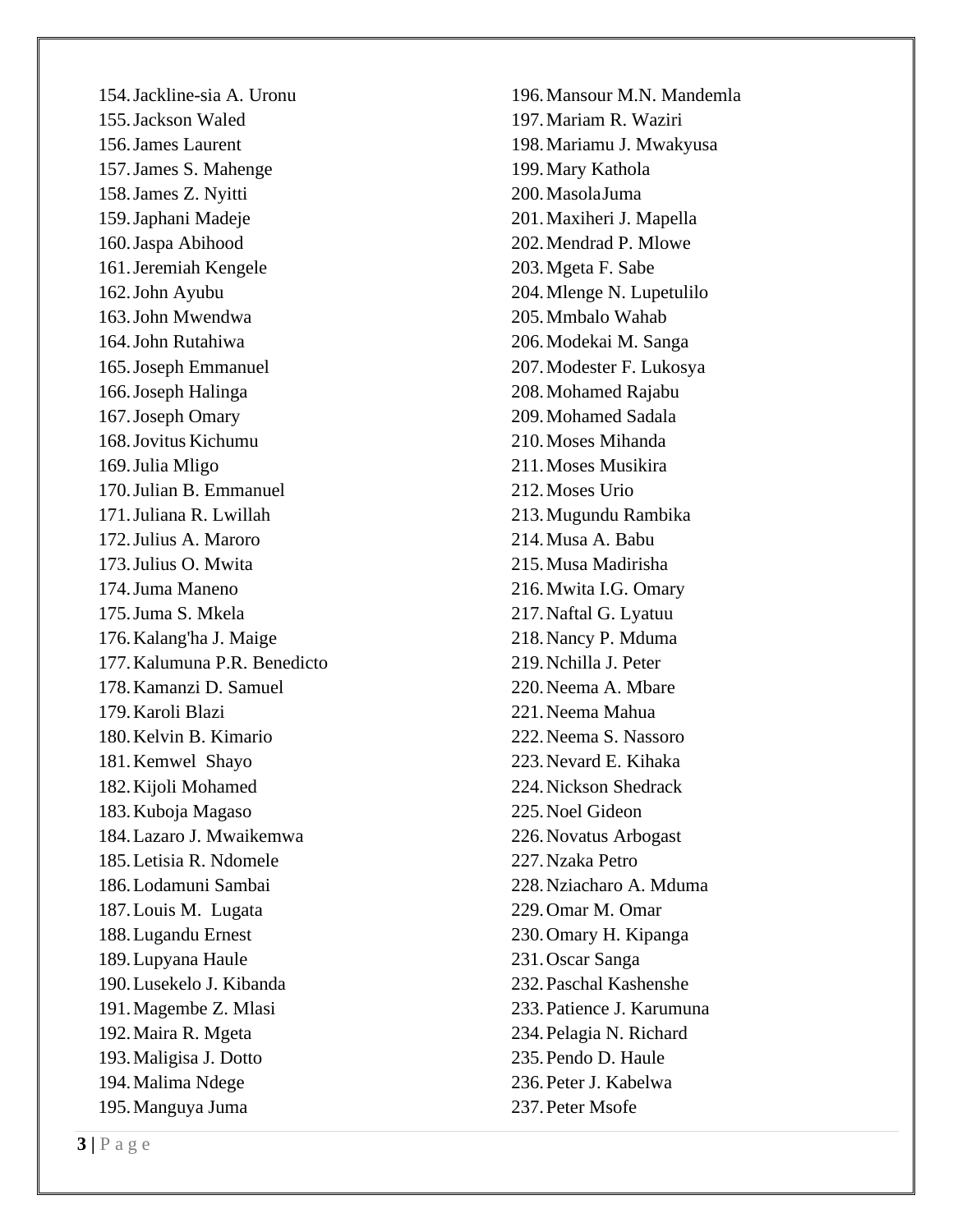154. Jackline-sia A. Uronu
155. Jackson Waled
156. James Laurent
157. James S. Mahenge
158. James Z. Nyitti
159. Japhani Madeje
160. Jaspa Abihood
161. Jeremiah Kengele
162. John Ayubu
163. John Mwendwa
164. John Rutahiwa
165. Joseph Emmanuel
166. Joseph Halinga
167. Joseph Omary
168. Jovitus Kichumu
169. Julia Mligo
170. Julian B. Emmanuel
171. Juliana R. Lwillah
172. Julius A. Maroro
173. Julius O. Mwita
174. Juma Maneno
175. Juma S. Mkela
176. Kalang'ha J. Maige
177. Kalumuna P.R. Benedicto
178. Kamanzi D. Samuel
179. Karoli Blazi
180. Kelvin B. Kimario
181. Kemwel Shayo
182. Kijoli Mohamed
183. Kuboja Magaso
184. Lazaro J. Mwaikemwa
185. Letisia R. Ndomele
186. Lodamuni Sambai
187. Louis M. Lugata
188. Lugandu Ernest
189. Lupyana Haule
190. Lusekelo J. Kibanda
191. Magembe Z. Mlasi
192. Maira R. Mgeta
193. Maligisa J. Dotto
194. Malima Ndege
195. Manguya Juma
196. Mansour M.N. Mandemla
197. Mariam R. Waziri
198. Mariamu J. Mwakyusa
199. Mary Kathola
200. MasolaJuma
201. Maxiheri J. Mapella
202. Mendrad P. Mlowe
203. Mgeta F. Sabe
204. Mlenge N. Lupetulilo
205. Mmbalo Wahab
206. Modekai M. Sanga
207. Modester F. Lukosya
208. Mohamed Rajabu
209. Mohamed Sadala
210. Moses Mihanda
211. Moses Musikira
212. Moses Urio
213. Mugundu Rambika
214. Musa A. Babu
215. Musa Madirisha
216. Mwita I.G. Omary
217. Naftal G. Lyatuu
218. Nancy P. Mduma
219. Nchilla J. Peter
220. Neema A. Mbare
221. Neema Mahua
222. Neema S. Nassoro
223. Nevard E. Kihaka
224. Nickson Shedrack
225. Noel Gideon
226. Novatus Arbogast
227. Nzaka Petro
228. Nziacharo A. Mduma
229. Omar M. Omar
230. Omary H. Kipanga
231. Oscar Sanga
232. Paschal Kashenshe
233. Patience J. Karumuna
234. Pelagia N. Richard
235. Pendo D. Haule
236. Peter J. Kabelwa
237. Peter Msofe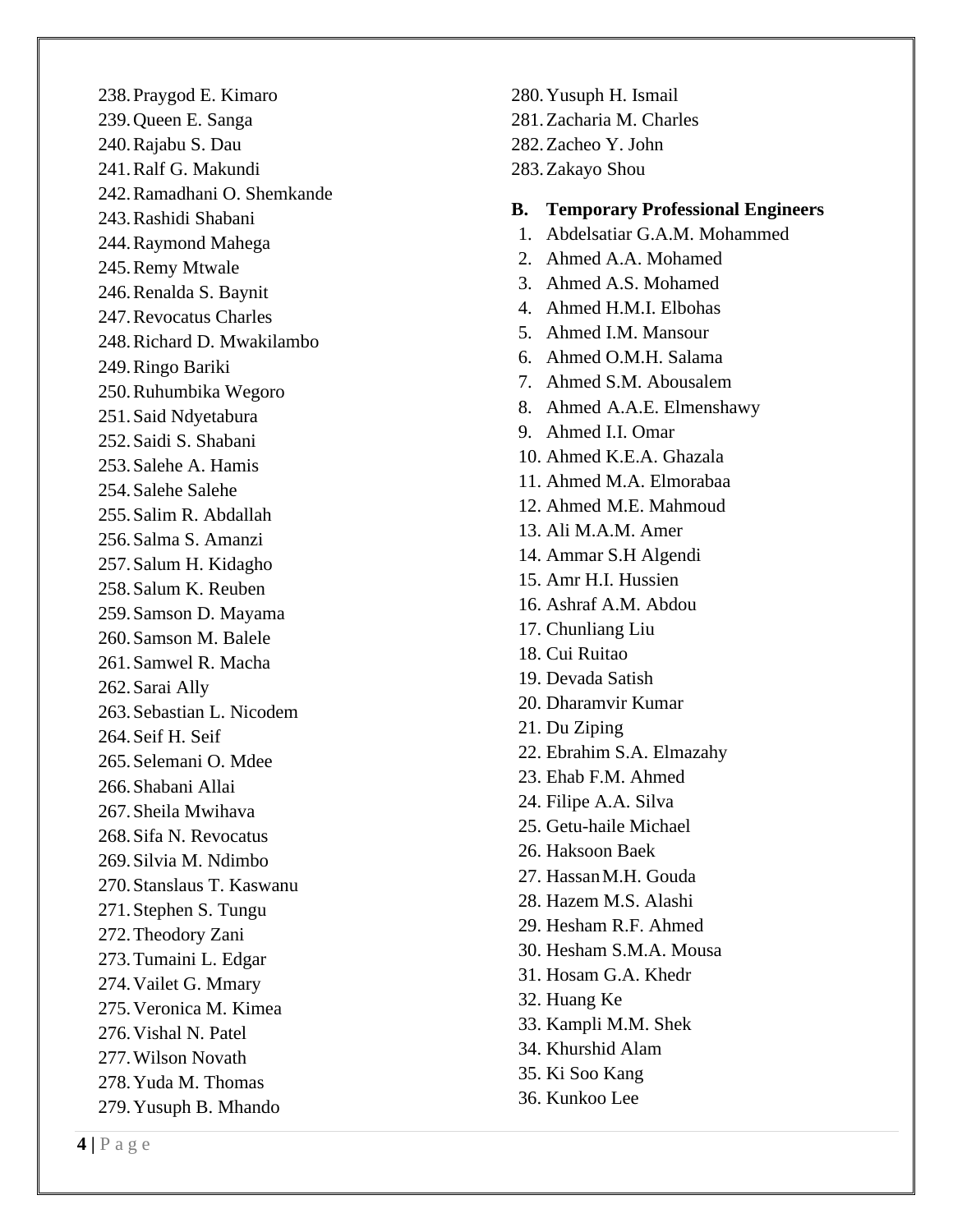238. Praygod E. Kimaro
239. Queen E. Sanga
240. Rajabu S. Dau
241. Ralf G. Makundi
242. Ramadhani O. Shemkande
243. Rashidi Shabani
244. Raymond Mahega
245. Remy Mtwale
246. Renalda S. Baynit
247. Revocatus Charles
248. Richard D. Mwakilambo
249. Ringo Bariki
250. Ruhumbika Wegoro
251. Said Ndyetabura
252. Saidi S. Shabani
253. Salehe A. Hamis
254. Salehe Salehe
255. Salim R. Abdallah
256. Salma S. Amanzi
257. Salum H. Kidagho
258. Salum K. Reuben
259. Samson D. Mayama
260. Samson M. Balele
261. Samwel R. Macha
262. Sarai Ally
263. Sebastian L. Nicodem
264. Seif H. Seif
265. Selemani O. Mdee
266. Shabani Allai
267. Sheila Mwihava
268. Sifa N. Revocatus
269. Silvia M. Ndimbo
270. Stanslaus T. Kaswanu
271. Stephen S. Tungu
272. Theodory Zani
273. Tumaini L. Edgar
274. Vailet G. Mmary
275. Veronica M. Kimea
276. Vishal N. Patel
277. Wilson Novath
278. Yuda M. Thomas
279. Yusuph B. Mhando
280. Yusuph H. Ismail
281. Zacharia M. Charles
282. Zacheo Y. John
283. Zakayo Shou

**B. Temporary Professional Engineers**

1. Abdelsatiar G.A.M. Mohammed
2. Ahmed A.A. Mohamed
3. Ahmed A.S. Mohamed
4. Ahmed H.M.I. Elbohas
5. Ahmed I.M. Mansour
6. Ahmed O.M.H. Salama
7. Ahmed S.M. Abousalem
8. Ahmed A.A.E. Elmenshawy
9. Ahmed I.I. Omar
10. Ahmed K.E.A. Ghazala
11. Ahmed M.A. Elmorabaa
12. Ahmed M.E. Mahmoud
13. Ali M.A.M. Amer
14. Ammar S.H Algendi
15. Amr H.I. Hussien
16. Ashraf A.M. Abdou
17. Chunliang Liu
18. Cui Ruitao
19. Devada Satish
20. Dharamvir Kumar
21. Du Ziping
22. Ebrahim S.A. Elmazahy
23. Ehab F.M. Ahmed
24. Filipe A.A. Silva
25. Getu-haile Michael
26. Haksoon Baek
27. Hassan M.H. Gouda
28. Hazem M.S. Alashi
29. Hesham R.F. Ahmed
30. Hesham S.M.A. Mousa
31. Hosam G.A. Khedr
32. Huang Ke
33. Kampli M.M. Shek
34. Khurshid Alam
35. Ki Soo Kang
36. Kunkoo Lee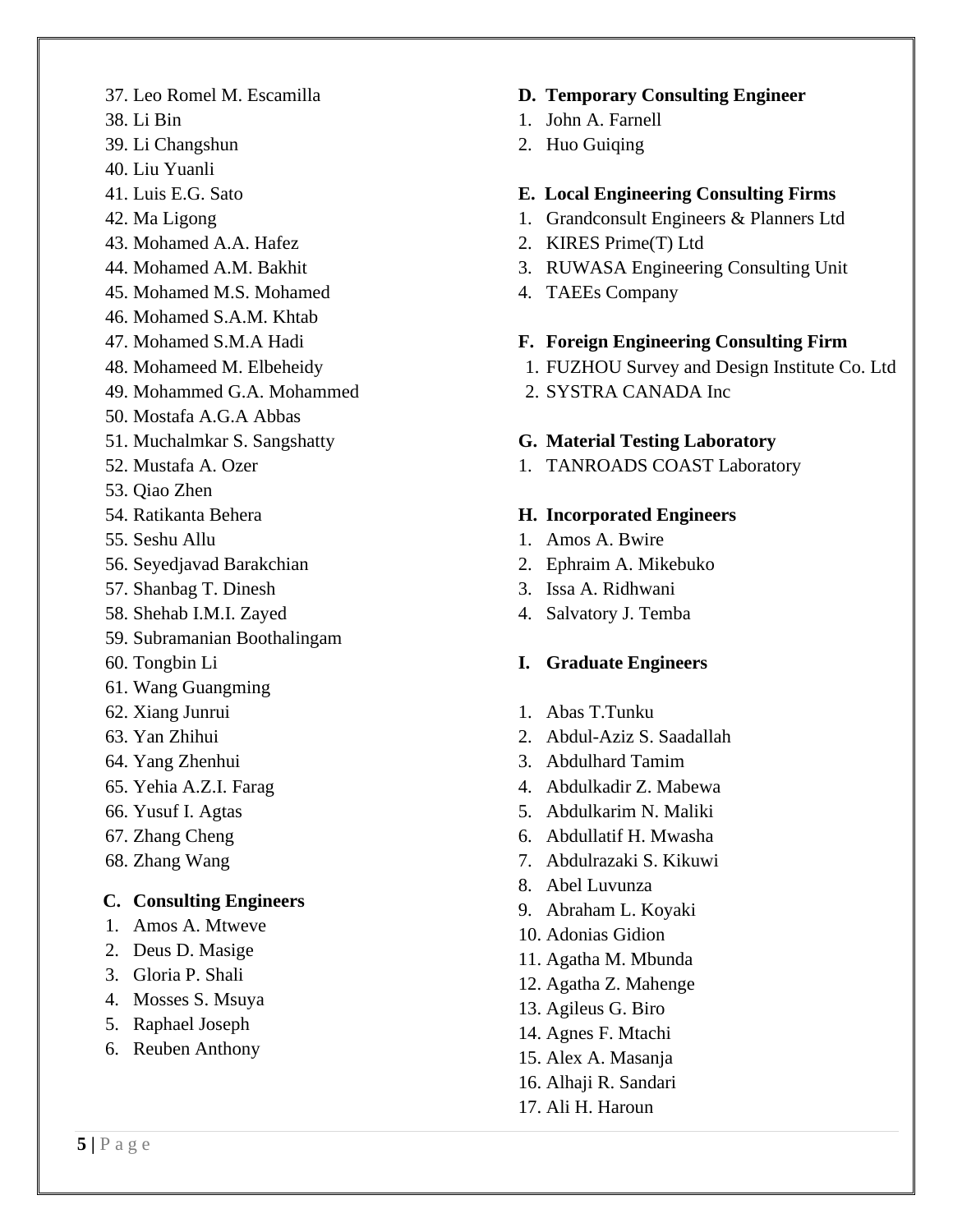37. Leo Romel M. Escamilla
38. Li Bin
39. Li Changshun
40. Liu Yuanli
41. Luis E.G. Sato
42. Ma Ligong
43. Mohamed A.A. Hafez
44. Mohamed A.M. Bakhit
45. Mohamed M.S. Mohamed
46. Mohamed S.A.M. Khtab
47. Mohamed S.M.A Hadi
48. Mohameed M. Elbeheidy
49. Mohammed G.A. Mohammed
50. Mostafa A.G.A Abbas
51. Muchalmkar S. Sangshatty
52. Mustafa A. Ozer
53. Qiao Zhen
54. Ratikanta Behera
55. Seshu Allu
56. Seyedjavad Barakchian
57. Shanbag T. Dinesh
58. Shehab I.M.I. Zayed
59. Subramanian Boothalingam
60. Tongbin Li
61. Wang Guangming
62. Xiang Junrui
63. Yan Zhihui
64. Yang Zhenhui
65. Yehia A.Z.I. Farag
66. Yusuf I. Agtas
67. Zhang Cheng
68. Zhang Wang

**C. Consulting Engineers**

1. Amos A. Mtweve
2. Deus D. Masige
3. Gloria P. Shali
4. Mosses S. Msuya
5. Raphael Joseph
6. Reuben Anthony

**D. Temporary Consulting Engineer**

1. John A. Farnell
2. Huo Guiqing

**E. Local Engineering Consulting Firms**

1. Grandconsult Engineers & Planners Ltd
2. KIRES Prime(T) Ltd
3. RUWASA Engineering Consulting Unit
4. TAEEs Company

**F. Foreign Engineering Consulting Firm**

1. FUZHOU Survey and Design Institute Co. Ltd
2. SYSTRA CANADA Inc

**G. Material Testing Laboratory**

1. TANROADS COAST Laboratory

**H. Incorporated Engineers**

1. Amos A. Bwire
2. Ephraim A. Mikebuko
3. Issa A. Ridhwani
4. Salvatory J. Temba

**I. Graduate Engineers**

1. Abas T.Tunku
2. Abdul-Aziz S. Saadallah
3. Abdulhard Tamim
4. Abdulkadir Z. Mabewa
5. Abdulkarim N. Maliki
6. Abdullatif H. Mwasha
7. Abdulrazaki S. Kikuwi
8. Abel Luvunza
9. Abraham L. Koyaki
10. Adonias Gidion
11. Agatha M. Mbunda
12. Agatha Z. Mahenge
13. Agileus G. Biro
14. Agnes F. Mtachi
15. Alex A. Masanja
16. Alhaji R. Sandari
17. Ali H. Haroun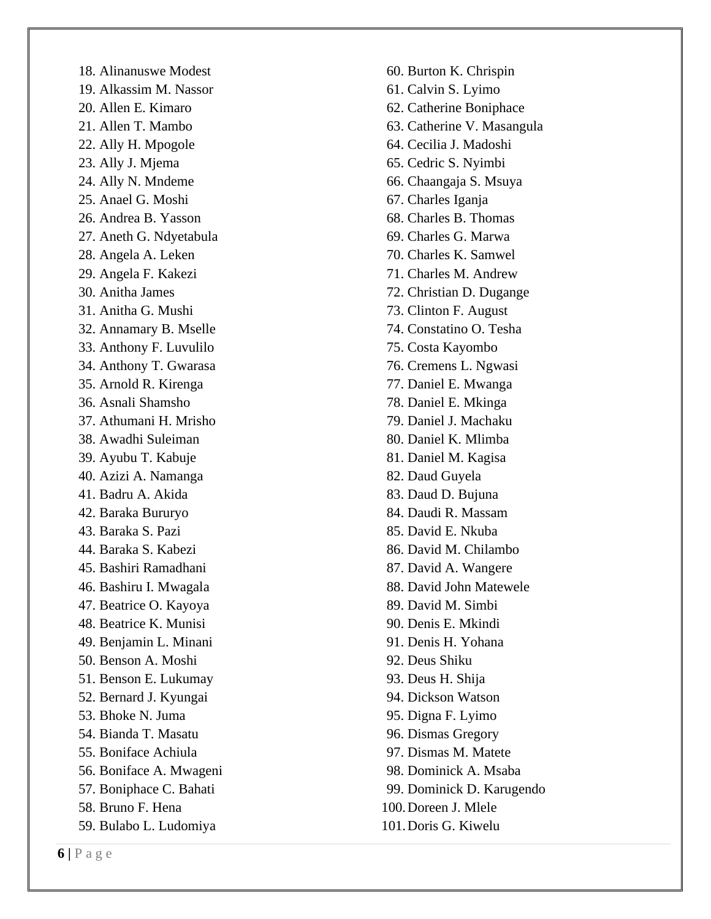18. Alinanuswe Modest
19. Alkassim M. Nassor
20. Allen E. Kimaro
21. Allen T. Mambo
22. Ally H. Mpogole
23. Ally J. Mjema
24. Ally N. Mndeme
25. Anael G. Moshi
26. Andrea B. Yasson
27. Aneth G. Ndyetabula
28. Angela A. Leken
29. Angela F. Kakezi
30. Anitha James
31. Anitha G. Mushi
32. Annamary B. Mselle
33. Anthony F. Luvulilo
34. Anthony T. Gwarasa
35. Arnold R. Kirenga
36. Asnali Shamsho
37. Athumani H. Mrisho
38. Awadhi Suleiman
39. Ayubu T. Kabuje
40. Azizi A. Namanga
41. Badru A. Akida
42. Baraka Bururyo
43. Baraka S. Pazi
44. Baraka S. Kabezi
45. Bashiri Ramadhani
46. Bashiru I. Mwagala
47. Beatrice O. Kayoya
48. Beatrice K. Munisi
49. Benjamin L. Minani
50. Benson A. Moshi
51. Benson E. Lukumay
52. Bernard J. Kyungai
53. Bhoke N. Juma
54. Bianda T. Masatu
55. Boniface Achiula
56. Boniface A. Mwageni
57. Boniphace C. Bahati
58. Bruno F. Hena
59. Bulabo L. Ludomiya
60. Burton K. Chrispin
61. Calvin S. Lyimo
62. Catherine Boniphace
63. Catherine V. Masangula
64. Cecilia J. Madoshi
65. Cedric S. Nyimbi
66. Chaangaja S. Msuya
67. Charles Iganja
68. Charles B. Thomas
69. Charles G. Marwa
70. Charles K. Samwel
71. Charles M. Andrew
72. Christian D. Dugange
73. Clinton F. August
74. Constatino O. Tesha
75. Costa Kayombo
76. Cremens L. Ngwasi
77. Daniel E. Mwanga
78. Daniel E. Mkinga
79. Daniel J. Machaku
80. Daniel K. Mlimba
81. Daniel M. Kagisa
82. Daud Guyela
83. Daud D. Bujuna
84. Daudi R. Massam
85. David E. Nkuba
86. David M. Chilambo
87. David A. Wangere
88. David John Matewele
89. David M. Simbi
90. Denis E. Mkindi
91. Denis H. Yohana
92. Deus Shiku
93. Deus H. Shija
94. Dickson Watson
95. Digna F. Lyimo
96. Dismas Gregory
97. Dismas M. Matete
98. Dominick A. Msaba
99. Dominick D. Karugendo
100. Doreen J. Mlele
101. Doris G. Kiwelu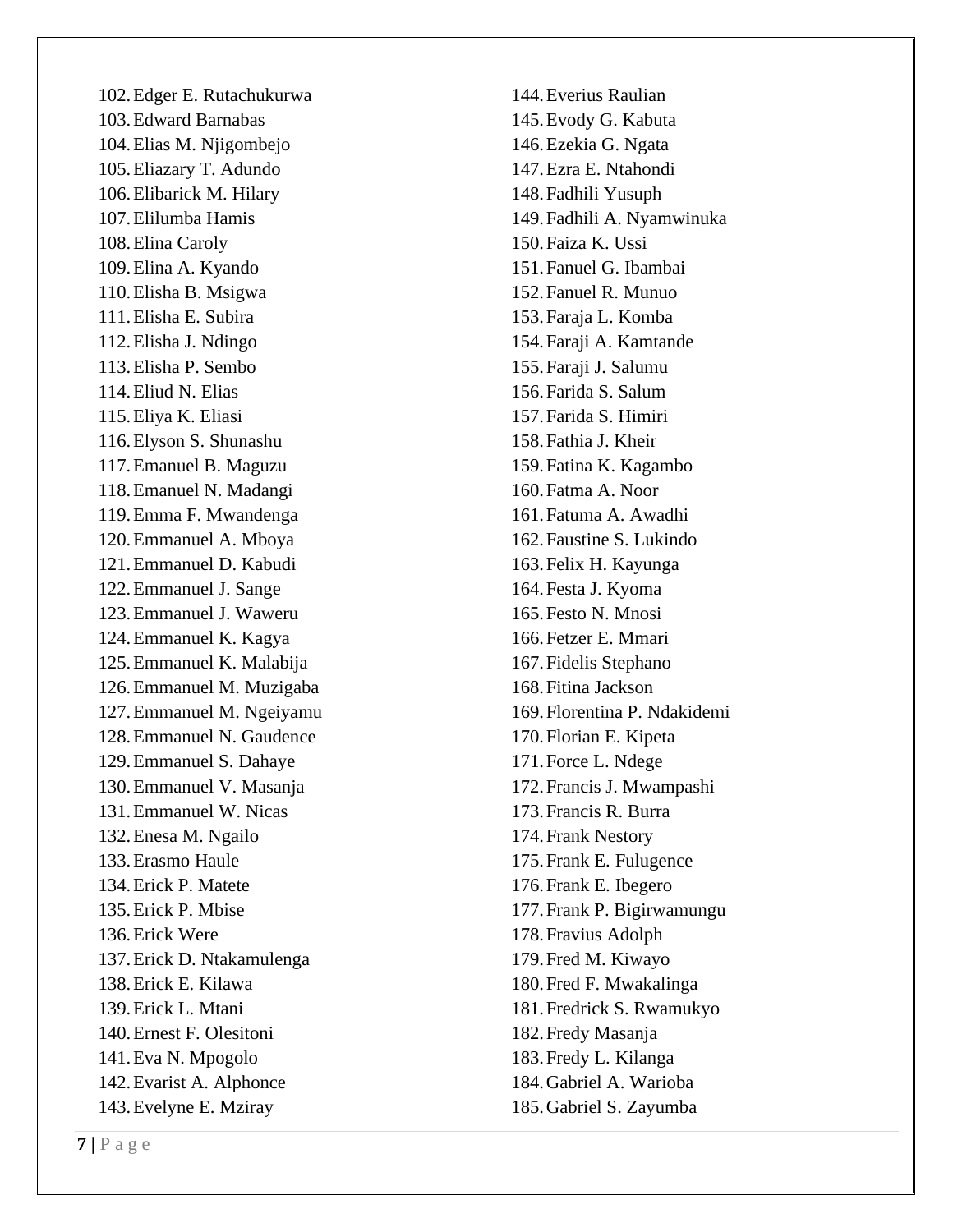102. Edger E. Rutachukurwa
103. Edward Barnabas
104. Elias M. Njigombejo
105. Eliazary T. Adundo
106. Elibarick M. Hilary
107. Elilumba Hamis
108. Elina Caroly
109. Elina A. Kyando
110. Elisha B. Msigwa
111. Elisha E. Subira
112. Elisha J. Ndingo
113. Elisha P. Sembo
114. Eliud N. Elias
115. Eliya K. Eliasi
116. Elyson S. Shunashu
117. Emanuel B. Maguzu
118. Emanuel N. Madangi
119. Emma F. Mwandenga
120. Emmanuel A. Mboya
121. Emmanuel D. Kabudi
122. Emmanuel J. Sange
123. Emmanuel J. Waweru
124. Emmanuel K. Kagya
125. Emmanuel K. Malabija
126. Emmanuel M. Muzigaba
127. Emmanuel M. Ngeiyamu
128. Emmanuel N. Gaudence
129. Emmanuel S. Dahaye
130. Emmanuel V. Masanja
131. Emmanuel W. Nicas
132. Enesa M. Ngailo
133. Erasmo Haule
134. Erick P. Matete
135. Erick P. Mbise
136. Erick Were
137. Erick D. Ntakamulenga
138. Erick E. Kilawa
139. Erick L. Mtani
140. Ernest F. Olesitoni
141. Eva N. Mpogolo
142. Evarist A. Alphonce
143. Evelyne E. Mziray
144. Everius Raulian
145. Evody G. Kabuta
146. Ezekia G. Ngata
147. Ezra E. Ntahondi
148. Fadhili Yusuph
149. Fadhili A. Nyamwinuka
150. Faiza K. Ussi
151. Fanuel G. Ibambai
152. Fanuel R. Munuo
153. Faraja L. Komba
154. Faraji A. Kamtande
155. Faraji J. Salumu
156. Farida S. Salum
157. Farida S. Himiri
158. Fathia J. Kheir
159. Fatina K. Kagambo
160. Fatma A. Noor
161. Fatuma A. Awadhi
162. Faustine S. Lukindo
163. Felix H. Kayunga
164. Festa J. Kyoma
165. Festo N. Mnosi
166. Fetzer E. Mmari
167. Fidelis Stephano
168. Fitina Jackson
169. Florentina P. Ndakidemi
170. Florian E. Kipeta
171. Force L. Ndege
172. Francis J. Mwampashi
173. Francis R. Burra
174. Frank Nestory
175. Frank E. Fulugence
176. Frank E. Ibegero
177. Frank P. Bigirwamungu
178. Fravius Adolph
179. Fred M. Kiwayo
180. Fred F. Mwakalinga
181. Fredrick S. Rwamukyo
182. Fredy Masanja
183. Fredy L. Kilanga
184. Gabriel A. Warioba
185. Gabriel S. Zayumba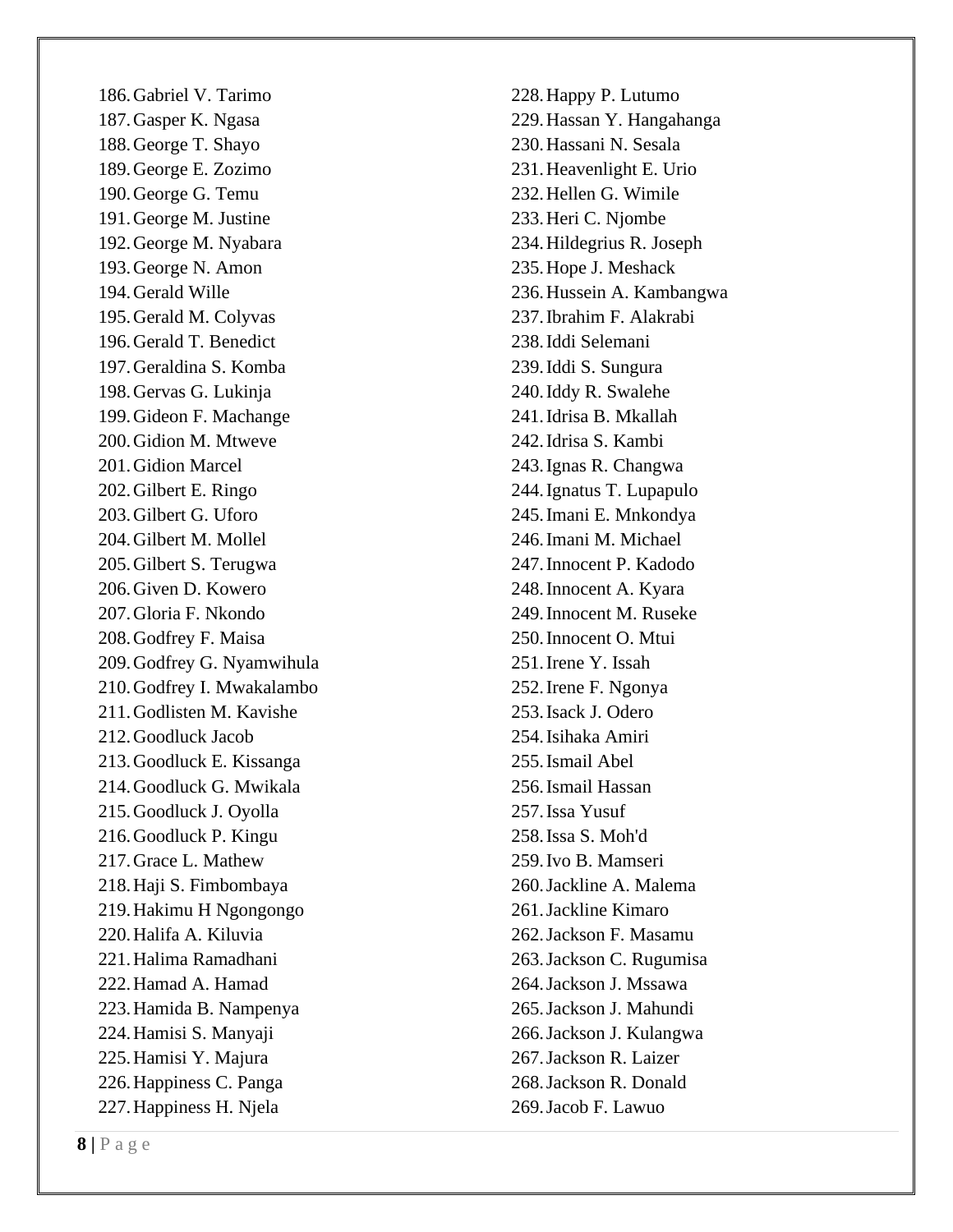186. Gabriel V. Tarimo
187. Gasper K. Ngasa
188. George T. Shayo
189. George E. Zozimo
190. George G. Temu
191. George M. Justine
192. George M. Nyabara
193. George N. Amon
194. Gerald Wille
195. Gerald M. Colyvas
196. Gerald T. Benedict
197. Geraldina S. Komba
198. Gervas G. Lukinja
199. Gideon F. Machange
200. Gidion M. Mtweve
201. Gidion Marcel
202. Gilbert E. Ringo
203. Gilbert G. Uforo
204. Gilbert M. Mollel
205. Gilbert S. Terugwa
206. Given D. Kowero
207. Gloria F. Nkondo
208. Godfrey F. Maisa
209. Godfrey G. Nyamwihula
210. Godfrey I. Mwakalambo
211. Godlisten M. Kavishe
212. Goodluck Jacob
213. Goodluck E. Kissanga
214. Goodluck G. Mwikala
215. Goodluck J. Oyolla
216. Goodluck P. Kingu
217. Grace L. Mathew
218. Haji S. Fimbombaya
219. Hakimu H Ngongongo
220. Halifa A. Kiluvia
221. Halima Ramadhani
222. Hamad A. Hamad
223. Hamida B. Nampenya
224. Hamisi S. Manyaji
225. Hamisi Y. Majura
226. Happiness C. Panga
227. Happiness H. Njela
228. Happy P. Lutumo
229. Hassan Y. Hangahanga
230. Hassani N. Sesala
231. Heavenlight E. Urio
232. Hellen G. Wimile
233. Heri C. Njombe
234. Hildegrius R. Joseph
235. Hope J. Meshack
236. Hussein A. Kambangwa
237. Ibrahim F. Alakrabi
238. Iddi Selemani
239. Iddi S. Sungura
240. Iddy R. Swalehe
241. Idrisa B. Mkallah
242. Idrisa S. Kambi
243. Ignas R. Changwa
244. Ignatus T. Lupapulo
245. Imani E. Mnkondya
246. Imani M. Michael
247. Innocent P. Kadodo
248. Innocent A. Kyara
249. Innocent M. Ruseke
250. Innocent O. Mtui
251. Irene Y. Issah
252. Irene F. Ngonya
253. Isack J. Odero
254. Isihaka Amiri
255. Ismail Abel
256. Ismail Hassan
257. Issa Yusuf
258. Issa S. Moh'd
259. Ivo B. Mamseri
260. Jackline A. Malema
261. Jackline Kimaro
262. Jackson F. Masamu
263. Jackson C. Rugumisa
264. Jackson J. Mssawa
265. Jackson J. Mahundi
266. Jackson J. Kulangwa
267. Jackson R. Laizer
268. Jackson R. Donald
269. Jacob F. Lawuo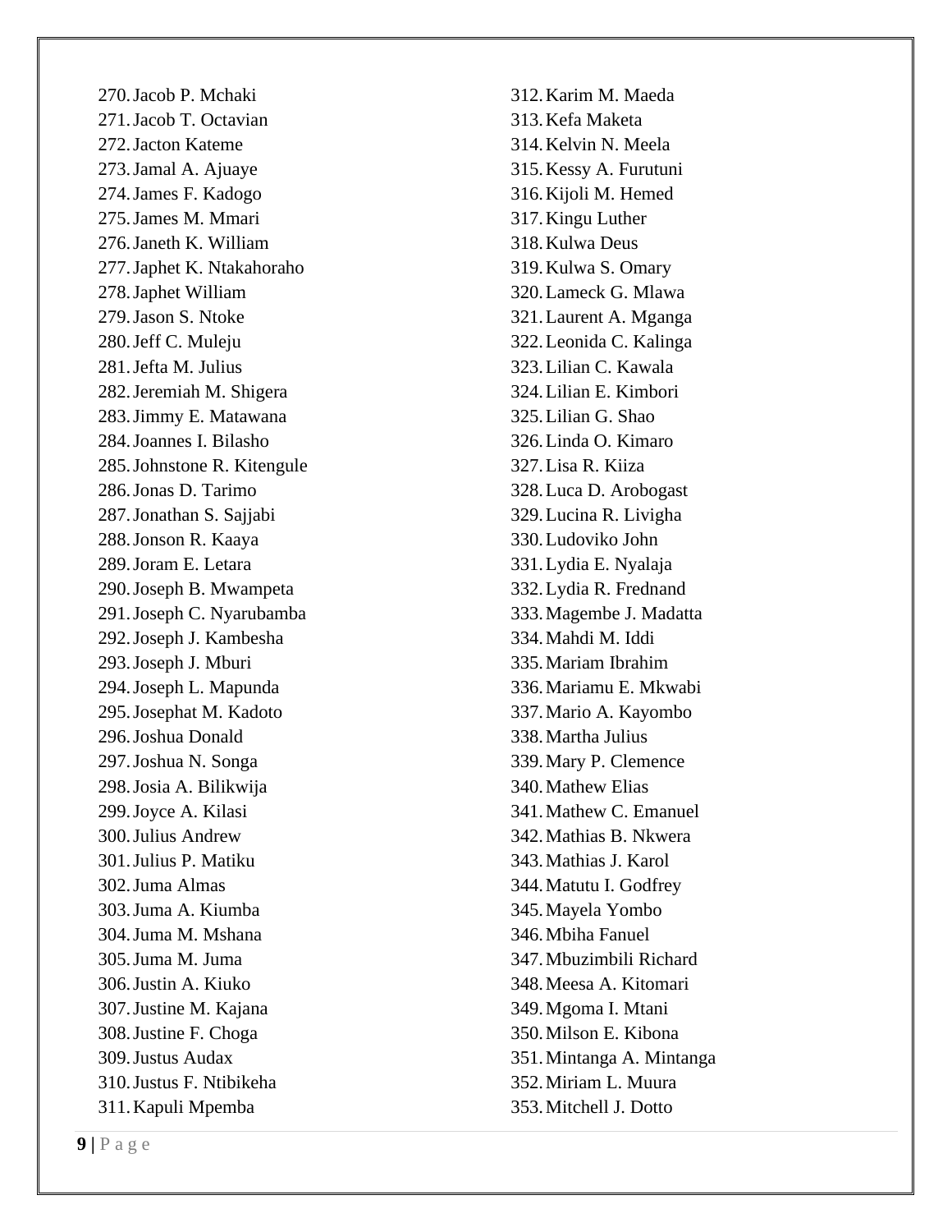270. Jacob P. Mchaki
271. Jacob T. Octavian
272. Jacton Kateme
273. Jamal A. Ajuaye
274. James F. Kadogo
275. James M. Mmari
276. Janeth K. William
277. Japhet K. Ntakahoraho
278. Japhet William
279. Jason S. Ntoke
280. Jeff C. Muleju
281. Jefta M. Julius
282. Jeremiah M. Shigera
283. Jimmy E. Matawana
284. Joannes I. Bilasho
285. Johnstone R. Kitengule
286. Jonas D. Tarimo
287. Jonathan S. Sajjabi
288. Jonson R. Kaaya
289. Joram E. Letara
290. Joseph B. Mwampeta
291. Joseph C. Nyarubamba
292. Joseph J. Kambesha
293. Joseph J. Mburi
294. Joseph L. Mapunda
295. Josephat M. Kadoto
296. Joshua Donald
297. Joshua N. Songa
298. Josia A. Bilikwija
299. Joyce A. Kilasi
300. Julius Andrew
301. Julius P. Matiku
302. Juma Almas
303. Juma A. Kiumba
304. Juma M. Mshana
305. Juma M. Juma
306. Justin A. Kiuko
307. Justine M. Kajana
308. Justine F. Choga
309. Justus Audax
310. Justus F. Ntibikeha
311. Kapuli Mpemba
312. Karim M. Maeda
313. Kefa Maketa
314. Kelvin N. Meela
315. Kessy A. Furutuni
316. Kijoli M. Hemed
317. Kingu Luther
318. Kulwa Deus
319. Kulwa S. Omary
320. Lameck G. Mlawa
321. Laurent A. Mganga
322. Leonida C. Kalinga
323. Lilian C. Kawala
324. Lilian E. Kimbori
325. Lilian G. Shao
326. Linda O. Kimaro
327. Lisa R. Kiiza
328. Luca D. Arobogast
329. Lucina R. Livigha
330. Ludoviko John
331. Lydia E. Nyalaja
332. Lydia R. Frednand
333. Magembe J. Madatta
334. Mahdi M. Iddi
335. Mariam Ibrahim
336. Mariamu E. Mkwabi
337. Mario A. Kayombo
338. Martha Julius
339. Mary P. Clemence
340. Mathew Elias
341. Mathew C. Emanuel
342. Mathias B. Nkwera
343. Mathias J. Karol
344. Matutu I. Godfrey
345. Mayela Yombo
346. Mbiha Fanuel
347. Mbuzimbili Richard
348. Meesa A. Kitomari
349. Mgoma I. Mtani
350. Milson E. Kibona
351. Mintanga A. Mintanga
352. Miriam L. Muura
353. Mitchell J. Dotto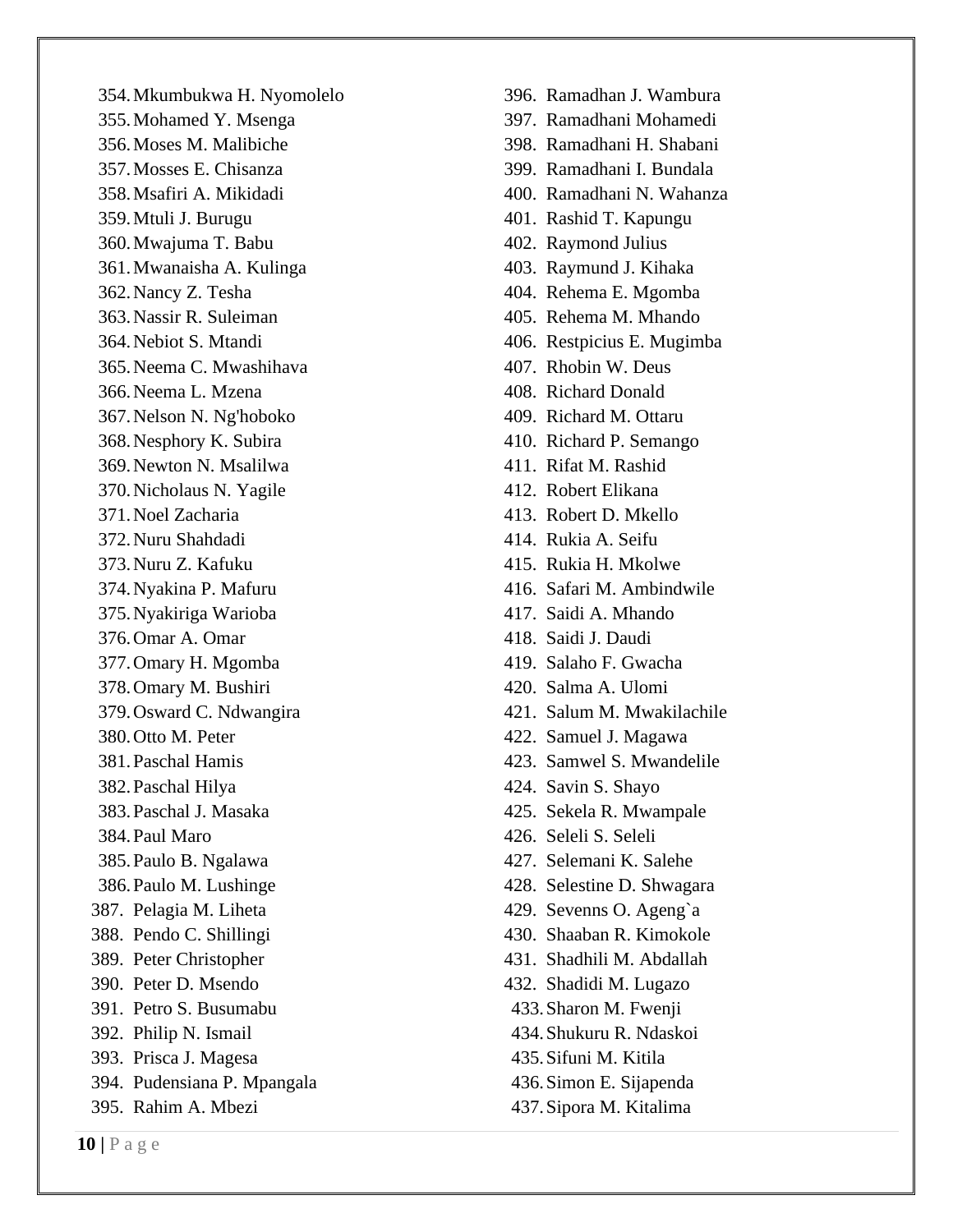354. Mkumbukwa H. Nyomolelo
355. Mohamed Y. Msenga
356. Moses M. Malibiche
357. Mosses E. Chisanza
358. Msafiri A. Mikidadi
359. Mtuli J. Burugu
360. Mwajuma T. Babu
361. Mwanaisha A. Kulinga
362. Nancy Z. Tesha
363. Nassir R. Suleiman
364. Nebiot S. Mtandi
365. Neema C. Mwashihava
366. Neema L. Mzena
367. Nelson N. Ng'hoboko
368. Nesphory K. Subira
369. Newton N. Msalilwa
370. Nicholaus N. Yagile
371. Noel Zacharia
372. Nuru Shahdadi
373. Nuru Z. Kafuku
374. Nyakina P. Mafuru
375. Nyakiriga Warioba
376. Omar A. Omar
377. Omary H. Mgomba
378. Omary M. Bushiri
379. Osward C. Ndwangira
380. Otto M. Peter
381. Paschal Hamis
382. Paschal Hilya
383. Paschal J. Masaka
384. Paul Maro
385. Paulo B. Ngalawa
386. Paulo M. Lushinge
387. Pelagia M. Liheta
388. Pendo C. Shillingi
389. Peter Christopher
390. Peter D. Msendo
391. Petro S. Busumabu
392. Philip N. Ismail
393. Prisca J. Magesa
394. Pudensiana P. Mpangala
395. Rahim A. Mbezi
396. Ramadhan J. Wambura
397. Ramadhani Mohamedi
398. Ramadhani H. Shabani
399. Ramadhani I. Bundala
400. Ramadhani N. Wahanza
401. Rashid T. Kapungu
402. Raymond Julius
403. Raymund J. Kihaka
404. Rehema E. Mgomba
405. Rehema M. Mhando
406. Restpicius E. Mugimba
407. Rhobin W. Deus
408. Richard Donald
409. Richard M. Ottaru
410. Richard P. Semango
411. Rifat M. Rashid
412. Robert Elikana
413. Robert D. Mkello
414. Rukia A. Seifu
415. Rukia H. Mkolwe
416. Safari M. Ambindwile
417. Saidi A. Mhando
418. Saidi J. Daudi
419. Salaho F. Gwacha
420. Salma A. Ulomi
421. Salum M. Mwakilachile
422. Samuel J. Magawa
423. Samwel S. Mwandelile
424. Savin S. Shayo
425. Sekela R. Mwampale
426. Seleli S. Seleli
427. Selemani K. Salehe
428. Selestine D. Shwagara
429. Sevenns O. Ageng`a
430. Shaaban R. Kimokole
431. Shadhili M. Abdallah
432. Shadidi M. Lugazo
433. Sharon M. Fwenji
434. Shukuru R. Ndaskoi
435. Sifuni M. Kitila
436. Simon E. Sijapenda
437. Sipora M. Kitalima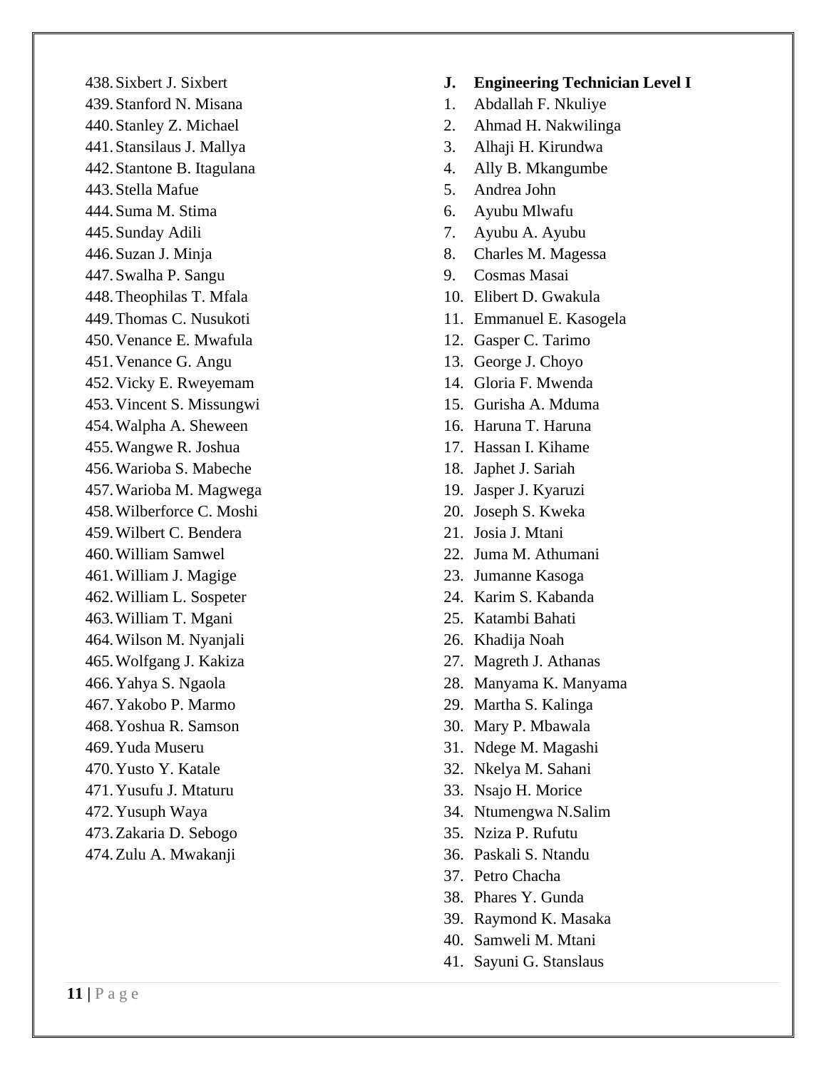438. Sixbert J. Sixbert
439. Stanford N. Misana
440. Stanley Z. Michael
441. Stansilaus J. Mallya
442. Stantone B. Itagulana
443. Stella Mafue
444. Suma M. Stima
445. Sunday Adili
446. Suzan J. Minja
447. Swalha P. Sangu
448. Theophilas T. Mfala
449. Thomas C. Nusukoti
450. Venance E. Mwafula
451. Venance G. Angu
452. Vicky E. Rweyemam
453. Vincent S. Missungwi
454. Walpha A. Sheween
455. Wangwe R. Joshua
456. Warioba S. Mabeche
457. Warioba M. Magwega
458. Wilberforce C. Moshi
459. Wilbert C. Bendera
460. William Samwel
461. William J. Magige
462. William L. Sospeter
463. William T. Mgani
464. Wilson M. Nyanjali
465. Wolfgang J. Kakiza
466. Yahya S. Ngaola
467. Yakobo P. Marmo
468. Yoshua R. Samson
469. Yuda Museru
470. Yusto Y. Katale
471. Yusufu J. Mtaturu
472. Yusuph Waya
473. Zakaria D. Sebogo
474. Zulu A. Mwakanji

**J. Engineering Technician Level I**

1. Abdallah F. Nkuliye
2. Ahmad H. Nakwilinga
3. Alhaji H. Kirundwa
4. Ally B. Mkangumbe
5. Andrea John
6. Ayubu Mlwafu
7. Ayubu A. Ayubu
8. Charles M. Magessa
9. Cosmas Masai
10. Elibert D. Gwakula
11. Emmanuel E. Kasogela
12. Gasper C. Tarimo
13. George J. Choyo
14. Gloria F. Mwenda
15. Gurisha A. Mduma
16. Haruna T. Haruna
17. Hassan I. Kihame
18. Japhet J. Sariah
19. Jasper J. Kyaruzi
20. Joseph S. Kweka
21. Josia J. Mtani
22. Juma M. Athumani
23. Jumanne Kasoga
24. Karim S. Kabanda
25. Katambi Bahati
26. Khadija Noah
27. Magreth J. Athanas
28. Manyama K. Manyama
29. Martha S. Kalinga
30. Mary P. Mbawala
31. Ndege M. Magashi
32. Nkelya M. Sahani
33. Nsajo H. Morice
34. Ntumengwa N.Salim
35. Nziza P. Rufutu
36. Paskali S. Ntandu
37. Petro Chacha
38. Phares Y. Gunda
39. Raymond K. Masaka
40. Samweli M. Mtani
41. Sayuni G. Stanslaus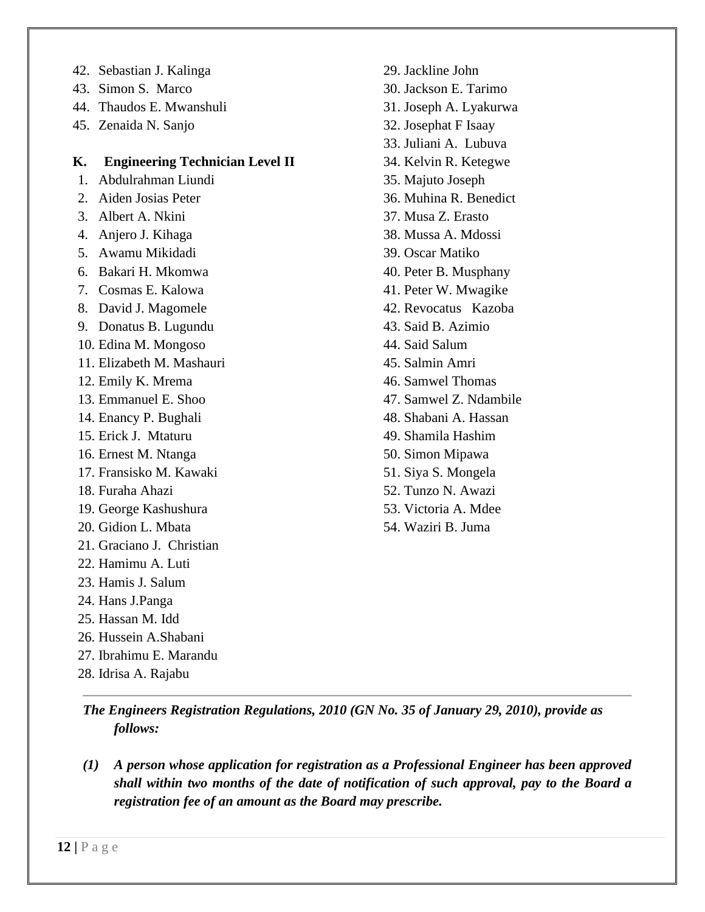42. Sebastian J. Kalinga
43. Simon S. Marco
44. Thaudos E. Mwanshuli
45. Zenaida N. Sanjo

### K. Engineering Technician Level II

1. Abdulrahman Liundi
2. Aiden Josias Peter
3. Albert A. Nkini
4. Anjero J. Kihaga
5. Awamu Mikidadi
6. Bakari H. Mkomwa
7. Cosmas E. Kalowa
8. David J. Magomele
9. Donatus B. Lugundu
10. Edina M. Mongoso
11. Elizabeth M. Mashauri
12. Emily K. Mrema
13. Emmanuel E. Shoo
14. Enancy P. Bughali
15. Erick J. Mtaturu
16. Ernest M. Ntanga
17. Fransisko M. Kawaki
18. Furaha Ahazi
19. George Kashushura
20. Gidion L. Mbata
21. Graciano J. Christian
22. Hamimu A. Luti
23. Hamis J. Salum
24. Hans J.Panga
25. Hassan M. Idd
26. Hussein A.Shabani
27. Ibrahimu E. Marandu
28. Idrisa A. Rajabu
29. Jackline John
30. Jackson E. Tarimo
31. Joseph A. Lyakurwa
32. Josephat F Isaay
33. Juliani A. Lubuva
34. Kelvin R. Ketegwe
35. Majuto Joseph
36. Muhina R. Benedict
37. Musa Z. Erasto
38. Mussa A. Mdossi
39. Oscar Matiko
40. Peter B. Musphany
41. Peter W. Mwagike
42. Revocatus Kazoba
43. Said B. Azimio
44. Said Salum
45. Salmin Amri
46. Samwel Thomas
47. Samwel Z. Ndambile
48. Shabani A. Hassan
49. Shamila Hashim
50. Simon Mipawa
51. Siya S. Mongela
52. Tunzo N. Awazi
53. Victoria A. Mdee
54. Waziri B. Juma

---

***The Engineers Registration Regulations, 2010 (GN No. 35 of January 29, 2010), provide as follows:***

***(1) A person whose application for registration as a Professional Engineer has been approved shall within two months of the date of notification of such approval, pay to the Board a registration fee of an amount as the Board may prescribe.***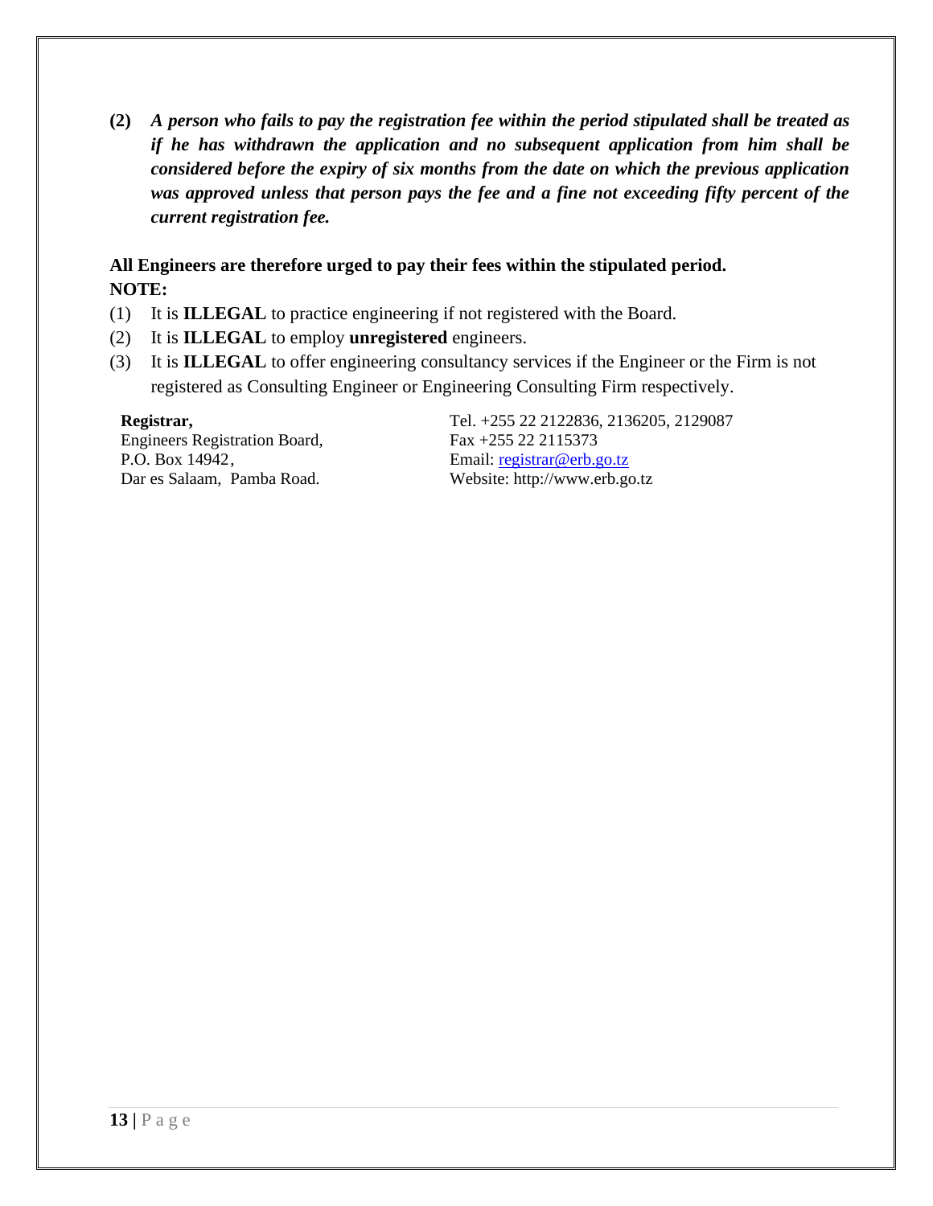**(2)** ***A person who fails to pay the registration fee within the period stipulated shall be treated as if he has withdrawn the application and no subsequent application from him shall be considered before the expiry of six months from the date on which the previous application was approved unless that person pays the fee and a fine not exceeding fifty percent of the current registration fee.***

**All Engineers are therefore urged to pay their fees within the stipulated period.**

**NOTE:**

(1) It is **ILLEGAL** to practice engineering if not registered with the Board.

(2) It is **ILLEGAL** to employ **unregistered** engineers.

(3) It is **ILLEGAL** to offer engineering consultancy services if the Engineer or the Firm is not registered as Consulting Engineer or Engineering Consulting Firm respectively.

**Registrar,**
Engineers Registration Board,
P.O. Box 14942,
Dar es Salaam, Pamba Road.

Tel. +255 22 2122836, 2136205, 2129087
Fax +255 22 2115373
Email: registrar@erb.go.tz
Website: http://www.erb.go.tz